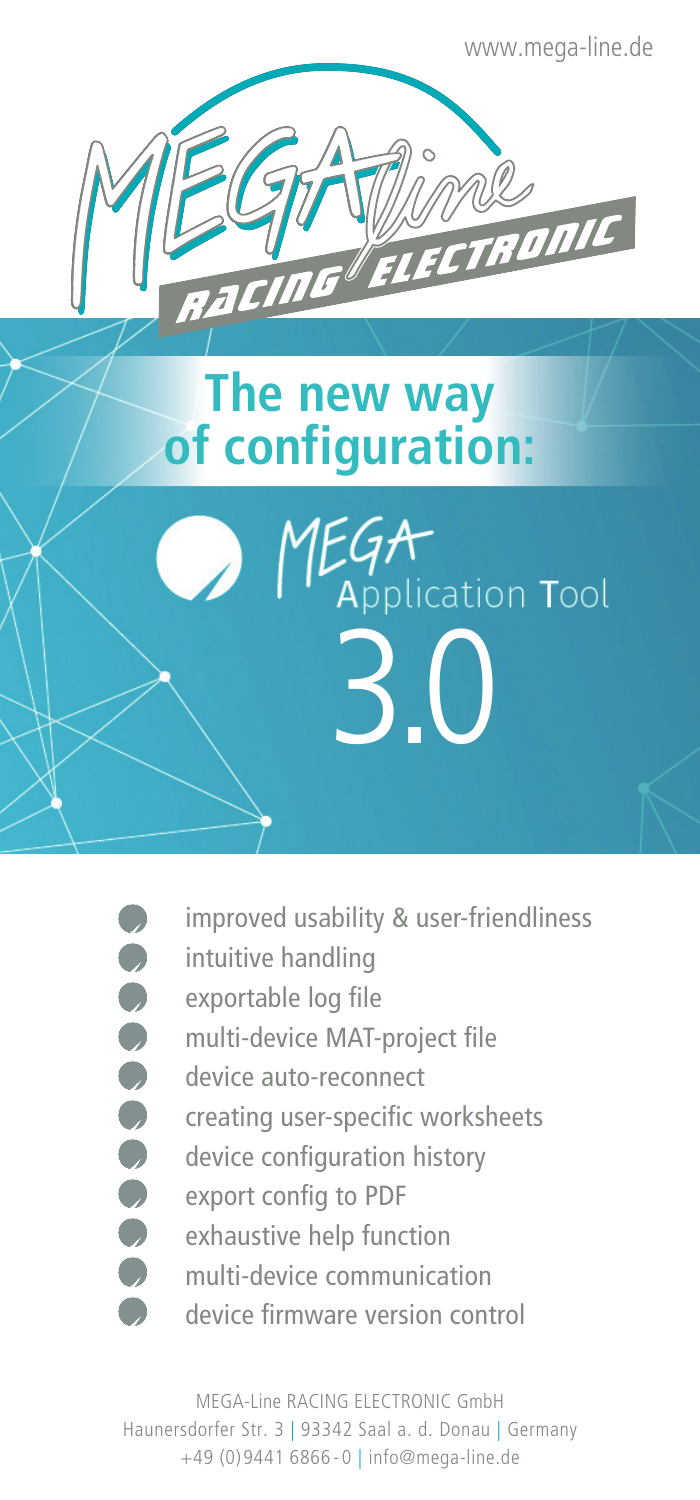www.mega-line.de

MEGA-line RACING ELECTRONIC

# The new way of configuration:

## MEGA Application Tool 3.0

- improved usability & user-friendliness
- intuitive handling
- exportable log file
- multi-device MAT-project file
- device auto-reconnect
- creating user-specific worksheets
- device configuration history
- export config to PDF
- exhaustive help function
- multi-device communication
- device firmware version control

MEGA-Line RACING ELECTRONIC GmbH
Haunersdorfer Str. 3 | 93342 Saal a. d. Donau | Germany
+49 (0)9441 6866-0 | info@mega-line.de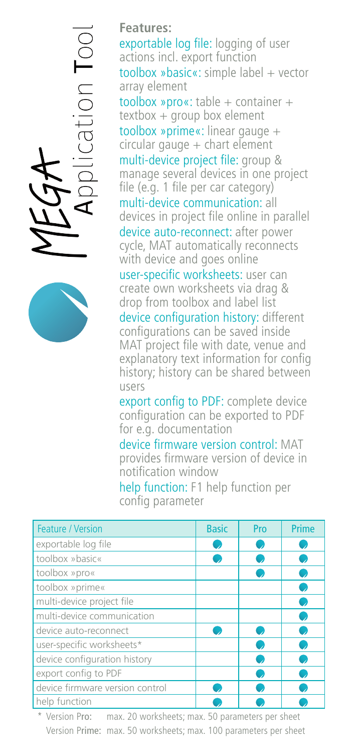MEGA Application Tool

**Features:**

exportable log file: logging of user actions incl. export function

toolbox »basic«: simple label + vector array element

toolbox »pro«: table + container + textbox + group box element

toolbox »prime«: linear gauge + circular gauge + chart element

multi-device project file: group & manage several devices in one project file (e.g. 1 file per car category)

multi-device communication: all devices in project file online in parallel

device auto-reconnect: after power cycle, MAT automatically reconnects with device and goes online

user-specific worksheets: user can create own worksheets via drag & drop from toolbox and label list

device configuration history: different configurations can be saved inside MAT project file with date, venue and explanatory text information for config history; history can be shared between users

export config to PDF: complete device configuration can be exported to PDF for e.g. documentation

device firmware version control: MAT provides firmware version of device in notification window

help function: F1 help function per config parameter

| Feature / Version | Basic | Pro | Prime |
|---|---|---|---|
| exportable log file | ● | ● | ● |
| toolbox »basic« | ● | ● | ● |
| toolbox »pro« | | ● | ● |
| toolbox »prime« | | | ● |
| multi-device project file | | | ● |
| multi-device communication | | | ● |
| device auto-reconnect | ● | ● | ● |
| user-specific worksheets* | | ● | ● |
| device configuration history | | ● | ● |
| export config to PDF | | ● | ● |
| device firmware version control | ● | ● | ● |
| help function | ● | ● | ● |

* Version Pro: max. 20 worksheets; max. 50 parameters per sheet
  Version Prime: max. 50 worksheets; max. 100 parameters per sheet